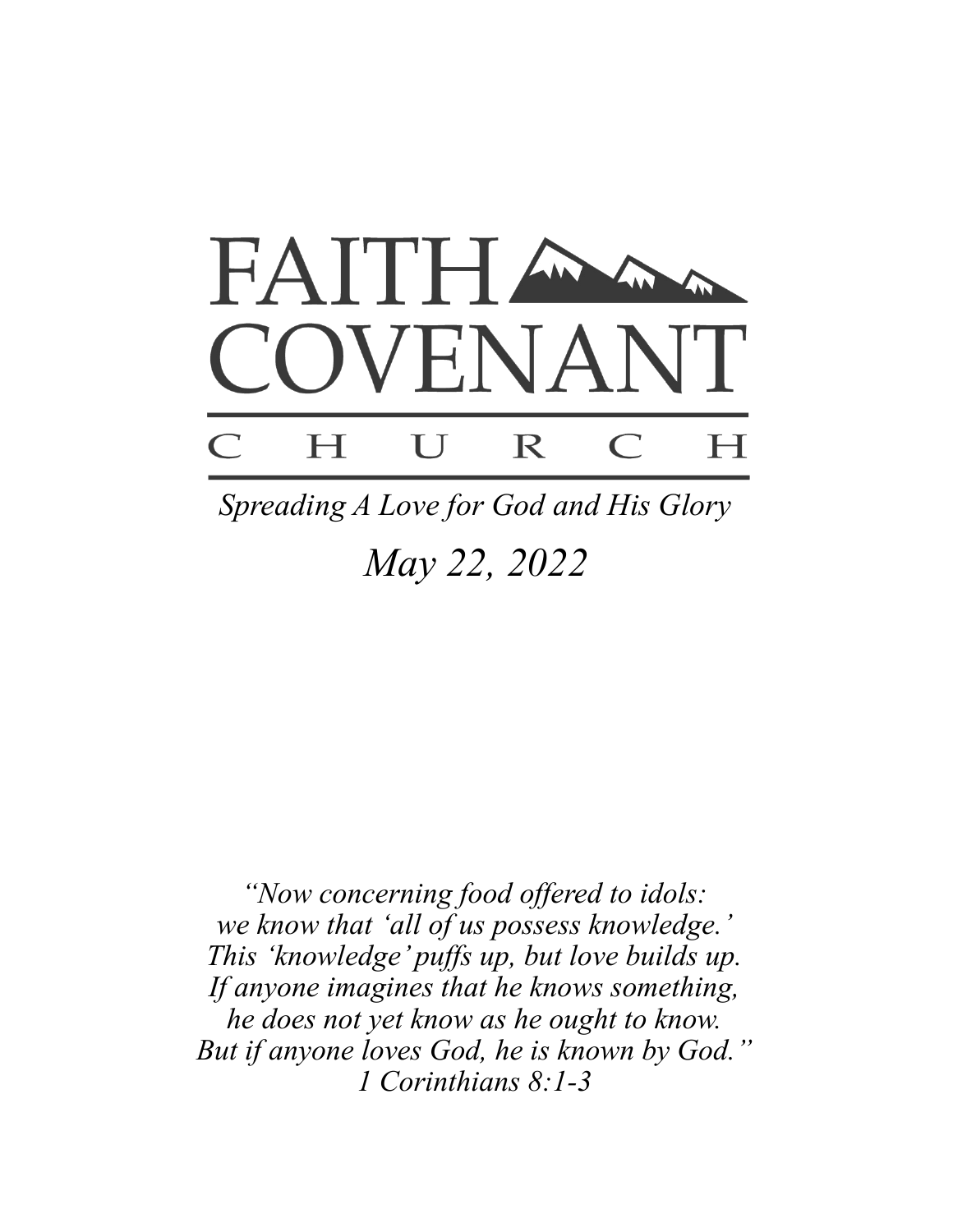# FAITH COVENANT

## C H U R C H

*Spreading A Love for God and His Glory*

*May 22, 2022*

*"Now concerning food offered to idols:*
*we know that 'all of us possess knowledge.'*
*This 'knowledge' puffs up, but love builds up.*
*If anyone imagines that he knows something,*
*he does not yet know as he ought to know.*
*But if anyone loves God, he is known by God."*
*1 Corinthians 8:1-3*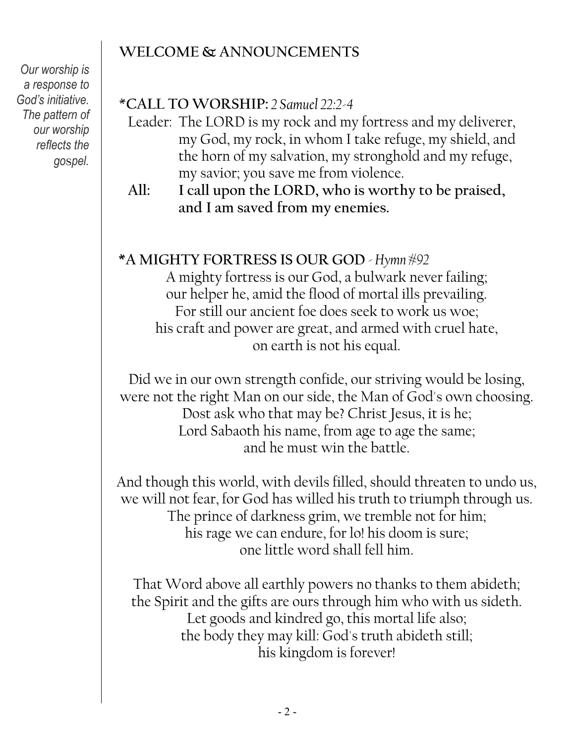*Our worship is a response to God's initiative. The pattern of our worship reflects the gospel.*

## WELCOME & ANNOUNCEMENTS

## *CALL TO WORSHIP: *2 Samuel 22:2-4*

Leader: The LORD is my rock and my fortress and my deliverer, my God, my rock, in whom I take refuge, my shield, and the horn of my salvation, my stronghold and my refuge, my savior; you save me from violence.

**All: I call upon the LORD, who is worthy to be praised, and I am saved from my enemies.**

## *A MIGHTY FORTRESS IS OUR GOD - *Hymn #92*

A mighty fortress is our God, a bulwark never failing;
our helper he, amid the flood of mortal ills prevailing.
For still our ancient foe does seek to work us woe;
his craft and power are great, and armed with cruel hate,
on earth is not his equal.

Did we in our own strength confide, our striving would be losing,
were not the right Man on our side, the Man of God's own choosing.
Dost ask who that may be? Christ Jesus, it is he;
Lord Sabaoth his name, from age to age the same;
and he must win the battle.

And though this world, with devils filled, should threaten to undo us,
we will not fear, for God has willed his truth to triumph through us.
The prince of darkness grim, we tremble not for him;
his rage we can endure, for lo! his doom is sure;
one little word shall fell him.

That Word above all earthly powers no thanks to them abideth;
the Spirit and the gifts are ours through him who with us sideth.
Let goods and kindred go, this mortal life also;
the body they may kill: God's truth abideth still;
his kingdom is forever!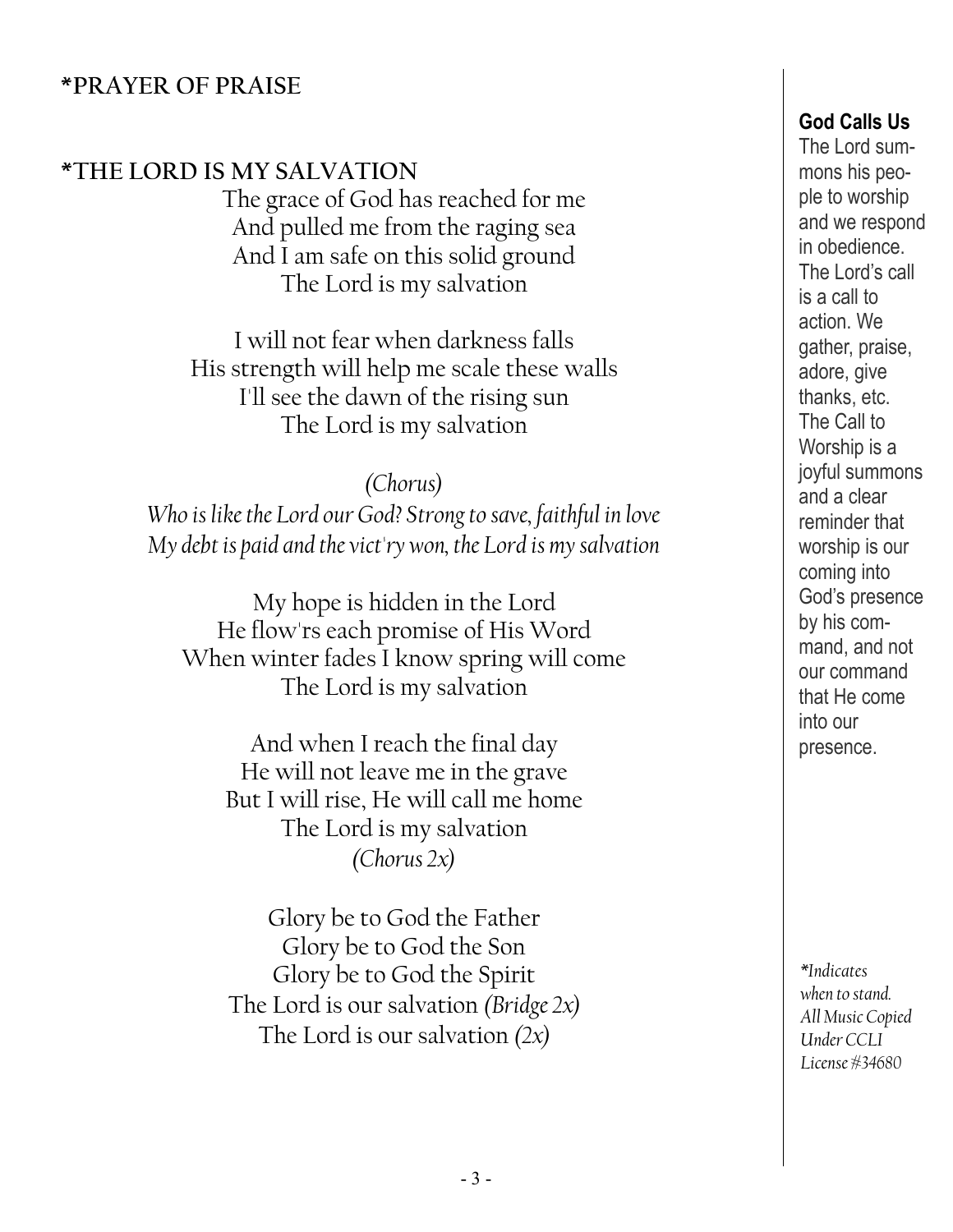## \*PRAYER OF PRAISE

## \*THE LORD IS MY SALVATION

The grace of God has reached for me
And pulled me from the raging sea
And I am safe on this solid ground
The Lord is my salvation

I will not fear when darkness falls
His strength will help me scale these walls
I'll see the dawn of the rising sun
The Lord is my salvation

*(Chorus)*
*Who is like the Lord our God? Strong to save, faithful in love*
*My debt is paid and the vict'ry won, the Lord is my salvation*

My hope is hidden in the Lord
He flow'rs each promise of His Word
When winter fades I know spring will come
The Lord is my salvation

And when I reach the final day
He will not leave me in the grave
But I will rise, He will call me home
The Lord is my salvation
*(Chorus 2x)*

Glory be to God the Father
Glory be to God the Son
Glory be to God the Spirit
The Lord is our salvation *(Bridge 2x)*
The Lord is our salvation *(2x)*

**God Calls Us**
The Lord summons his people to worship and we respond in obedience. The Lord's call is a call to action. We gather, praise, adore, give thanks, etc. The Call to Worship is a joyful summons and a clear reminder that worship is our coming into God's presence by his command, and not our command that He come into our presence.

*\*Indicates when to stand. All Music Copied Under CCLI License #34680*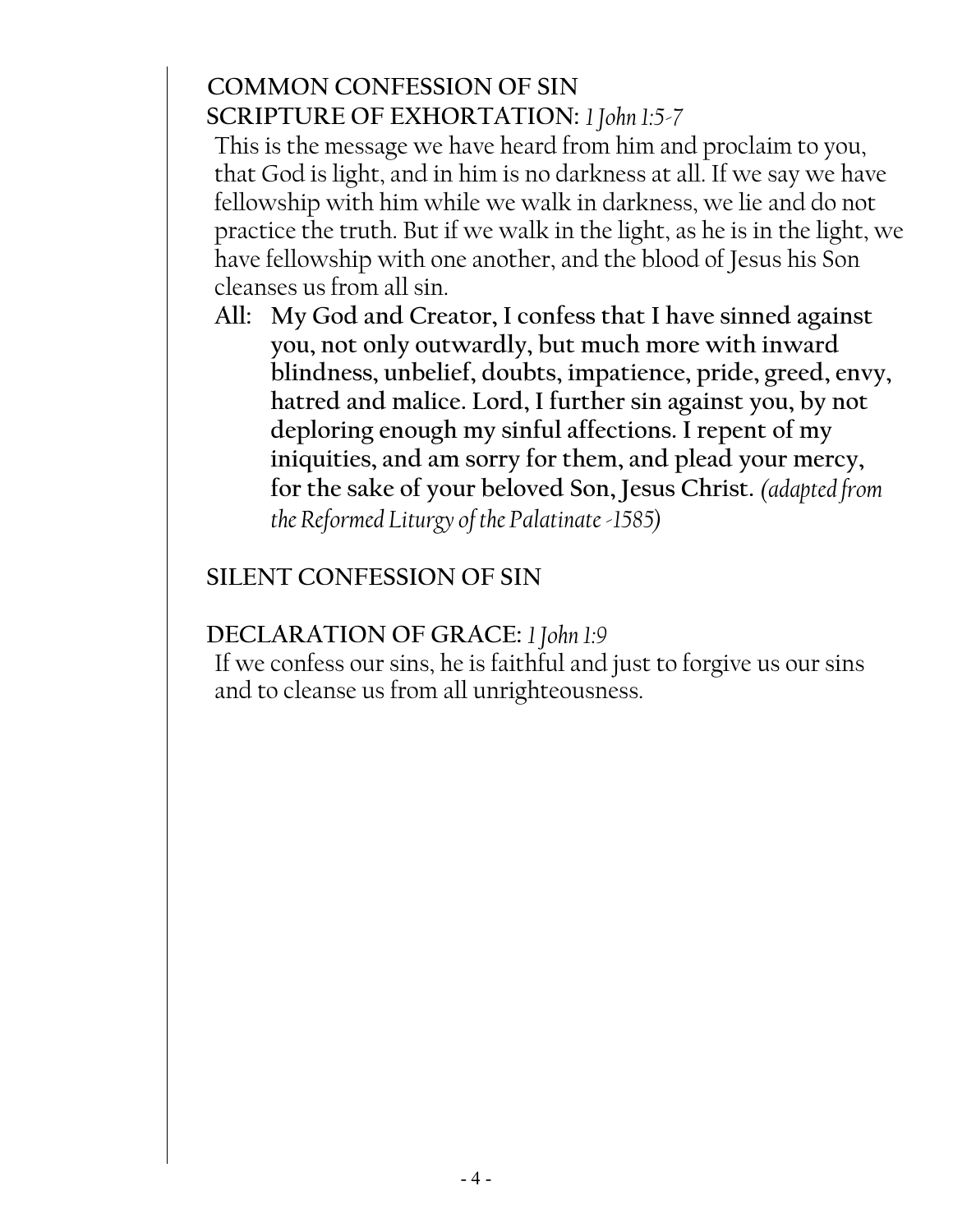**COMMON CONFESSION OF SIN**

**SCRIPTURE OF EXHORTATION:** *1 John 1:5-7*

This is the message we have heard from him and proclaim to you, that God is light, and in him is no darkness at all. If we say we have fellowship with him while we walk in darkness, we lie and do not practice the truth. But if we walk in the light, as he is in the light, we have fellowship with one another, and the blood of Jesus his Son cleanses us from all sin.

**All: My God and Creator, I confess that I have sinned against you, not only outwardly, but much more with inward blindness, unbelief, doubts, impatience, pride, greed, envy, hatred and malice. Lord, I further sin against you, by not deploring enough my sinful affections. I repent of my iniquities, and am sorry for them, and plead your mercy, for the sake of your beloved Son, Jesus Christ.** *(adapted from the Reformed Liturgy of the Palatinate -1585)*

**SILENT CONFESSION OF SIN**

**DECLARATION OF GRACE:** *1 John 1:9*

If we confess our sins, he is faithful and just to forgive us our sins and to cleanse us from all unrighteousness.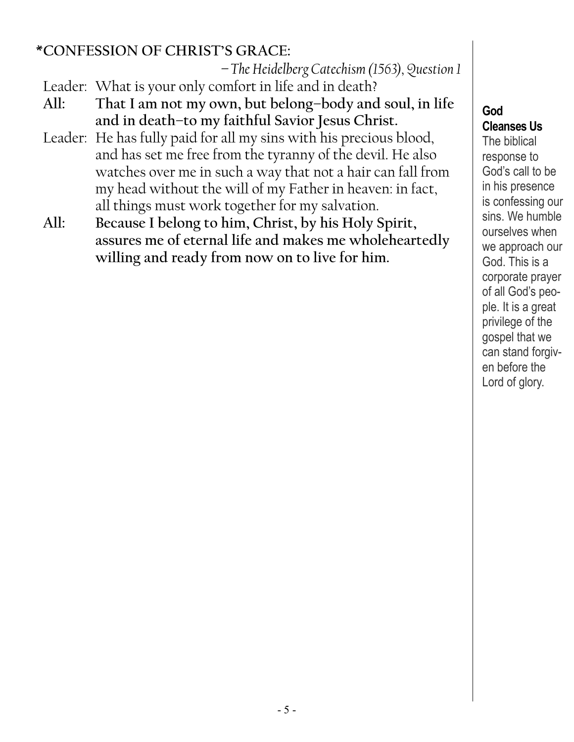## *CONFESSION OF CHRIST'S GRACE:

*—The Heidelberg Catechism (1563), Question 1*

Leader: What is your only comfort in life and in death?

**All: That I am not my own, but belong—body and soul, in life and in death—to my faithful Savior Jesus Christ.**

Leader: He has fully paid for all my sins with his precious blood, and has set me free from the tyranny of the devil. He also watches over me in such a way that not a hair can fall from my head without the will of my Father in heaven: in fact, all things must work together for my salvation.

**All: Because I belong to him, Christ, by his Holy Spirit, assures me of eternal life and makes me wholeheartedly willing and ready from now on to live for him.**

**God Cleanses Us**

The biblical response to God's call to be in his presence is confessing our sins. We humble ourselves when we approach our God. This is a corporate prayer of all God's people. It is a great privilege of the gospel that we can stand forgiven before the Lord of glory.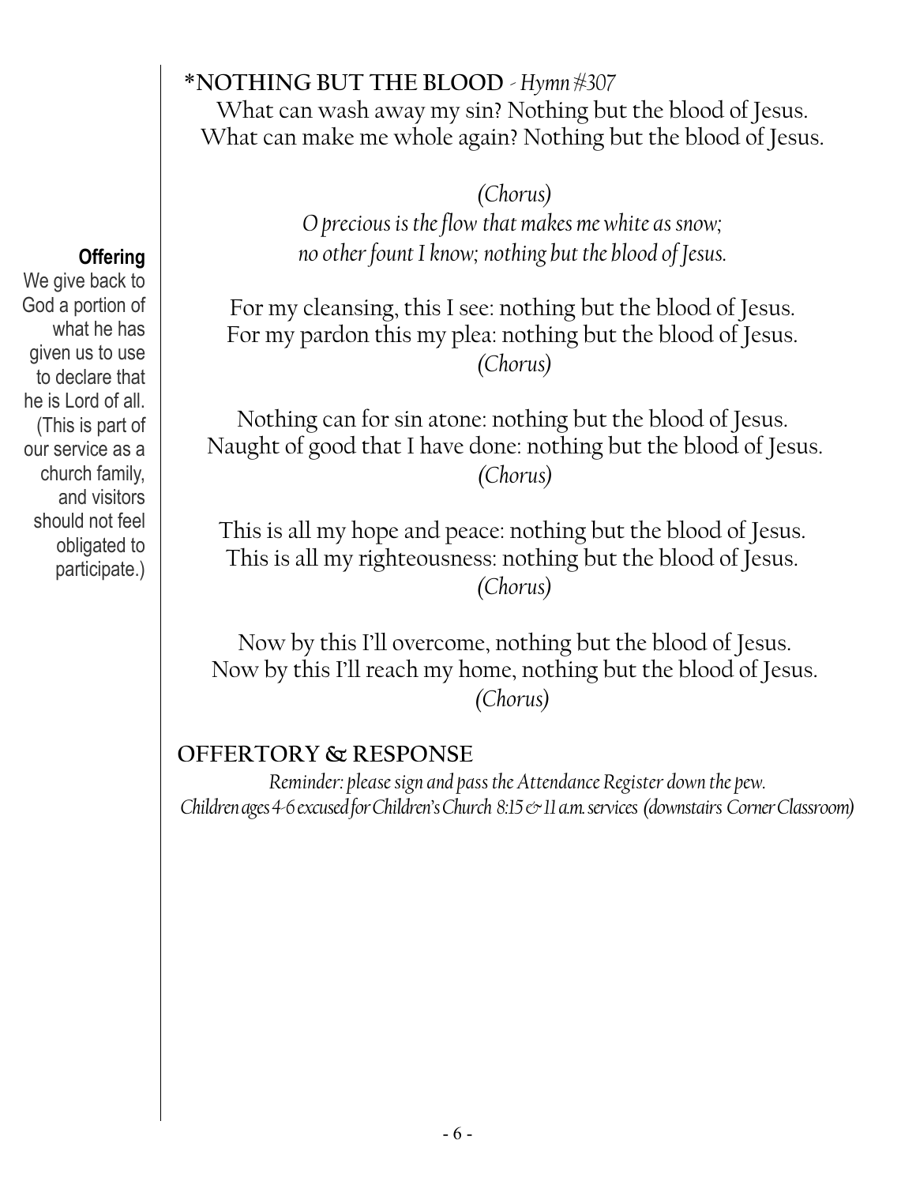**Offering**
We give back to God a portion of what he has given us to use to declare that he is Lord of all. (This is part of our service as a church family, and visitors should not feel obligated to participate.)

**\*NOTHING BUT THE BLOOD** - *Hymn #307*

What can wash away my sin? Nothing but the blood of Jesus.
What can make me whole again? Nothing but the blood of Jesus.

*(Chorus)*
*O precious is the flow that makes me white as snow;*
*no other fount I know; nothing but the blood of Jesus.*

For my cleansing, this I see: nothing but the blood of Jesus.
For my pardon this my plea: nothing but the blood of Jesus.
*(Chorus)*

Nothing can for sin atone: nothing but the blood of Jesus.
Naught of good that I have done: nothing but the blood of Jesus.
*(Chorus)*

This is all my hope and peace: nothing but the blood of Jesus.
This is all my righteousness: nothing but the blood of Jesus.
*(Chorus)*

Now by this I'll overcome, nothing but the blood of Jesus.
Now by this I'll reach my home, nothing but the blood of Jesus.
*(Chorus)*

**OFFERTORY & RESPONSE**

*Reminder: please sign and pass the Attendance Register down the pew.*
*Children ages 4-6 excused for Children's Church 8:15 & 11 a.m. services (downstairs Corner Classroom)*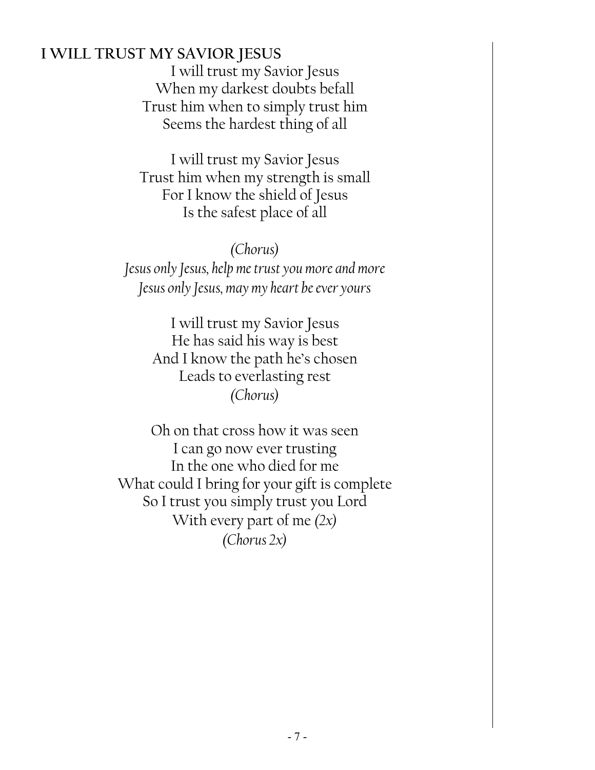**I WILL TRUST MY SAVIOR JESUS**

I will trust my Savior Jesus
When my darkest doubts befall
Trust him when to simply trust him
Seems the hardest thing of all

I will trust my Savior Jesus
Trust him when my strength is small
For I know the shield of Jesus
Is the safest place of all

*(Chorus)*
*Jesus only Jesus, help me trust you more and more*
*Jesus only Jesus, may my heart be ever yours*

I will trust my Savior Jesus
He has said his way is best
And I know the path he's chosen
Leads to everlasting rest
*(Chorus)*

Oh on that cross how it was seen
I can go now ever trusting
In the one who died for me
What could I bring for your gift is complete
So I trust you simply trust you Lord
With every part of me *(2x)*
*(Chorus 2x)*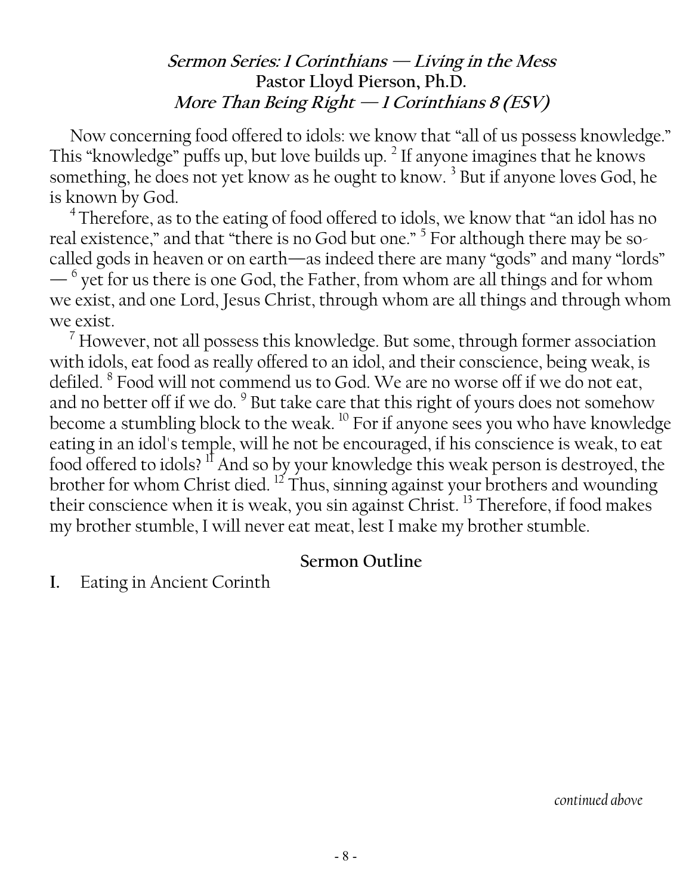**_Sermon Series: 1 Corinthians — Living in the Mess_**
**Pastor Lloyd Pierson, Ph.D.**
**_More Than Being Right — 1 Corinthians 8 (ESV)_**

Now concerning food offered to idols: we know that "all of us possess knowledge." This "knowledge" puffs up, but love builds up. [2] If anyone imagines that he knows something, he does not yet know as he ought to know. [3] But if anyone loves God, he is known by God.

[4] Therefore, as to the eating of food offered to idols, we know that "an idol has no real existence," and that "there is no God but one." [5] For although there may be so-called gods in heaven or on earth—as indeed there are many "gods" and many "lords" — [6] yet for us there is one God, the Father, from whom are all things and for whom we exist, and one Lord, Jesus Christ, through whom are all things and through whom we exist.

[7] However, not all possess this knowledge. But some, through former association with idols, eat food as really offered to an idol, and their conscience, being weak, is defiled. [8] Food will not commend us to God. We are no worse off if we do not eat, and no better off if we do. [9] But take care that this right of yours does not somehow become a stumbling block to the weak. [10] For if anyone sees you who have knowledge eating in an idol's temple, will he not be encouraged, if his conscience is weak, to eat food offered to idols? [11] And so by your knowledge this weak person is destroyed, the brother for whom Christ died. [12] Thus, sinning against your brothers and wounding their conscience when it is weak, you sin against Christ. [13] Therefore, if food makes my brother stumble, I will never eat meat, lest I make my brother stumble.

**Sermon Outline**

**I.** Eating in Ancient Corinth

*continued above*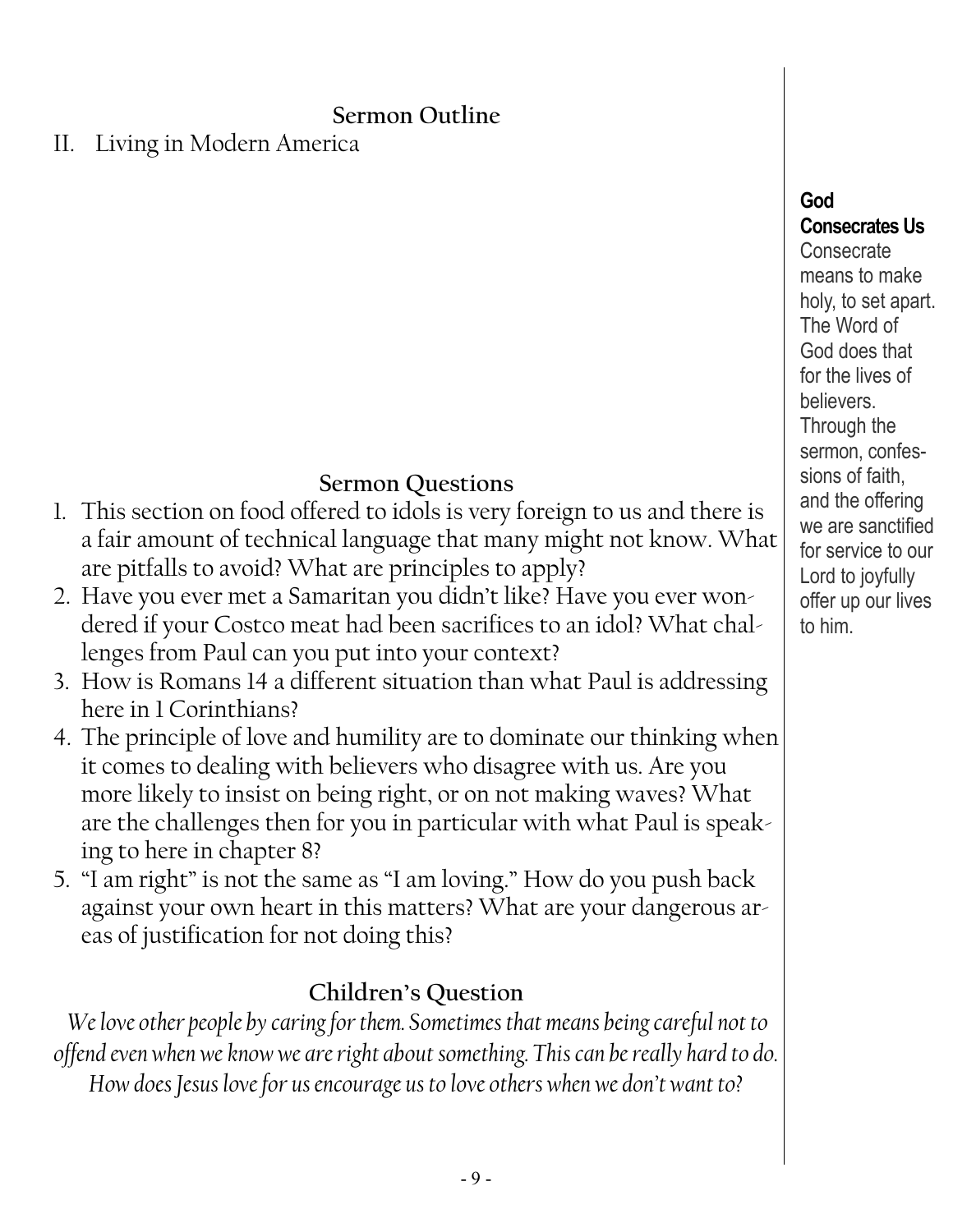## Sermon Outline

II. Living in Modern America

## Sermon Questions

1. This section on food offered to idols is very foreign to us and there is a fair amount of technical language that many might not know. What are pitfalls to avoid? What are principles to apply?
2. Have you ever met a Samaritan you didn't like? Have you ever wondered if your Costco meat had been sacrifices to an idol? What challenges from Paul can you put into your context?
3. How is Romans 14 a different situation than what Paul is addressing here in 1 Corinthians?
4. The principle of love and humility are to dominate our thinking when it comes to dealing with believers who disagree with us. Are you more likely to insist on being right, or on not making waves? What are the challenges then for you in particular with what Paul is speaking to here in chapter 8?
5. "I am right" is not the same as "I am loving." How do you push back against your own heart in this matters? What are your dangerous areas of justification for not doing this?

## Children's Question

*We love other people by caring for them. Sometimes that means being careful not to offend even when we know we are right about something. This can be really hard to do. How does Jesus love for us encourage us to love others when we don't want to?*

**God Consecrates Us**

Consecrate means to make holy, to set apart. The Word of God does that for the lives of believers. Through the sermon, confessions of faith, and the offering we are sanctified for service to our Lord to joyfully offer up our lives to him.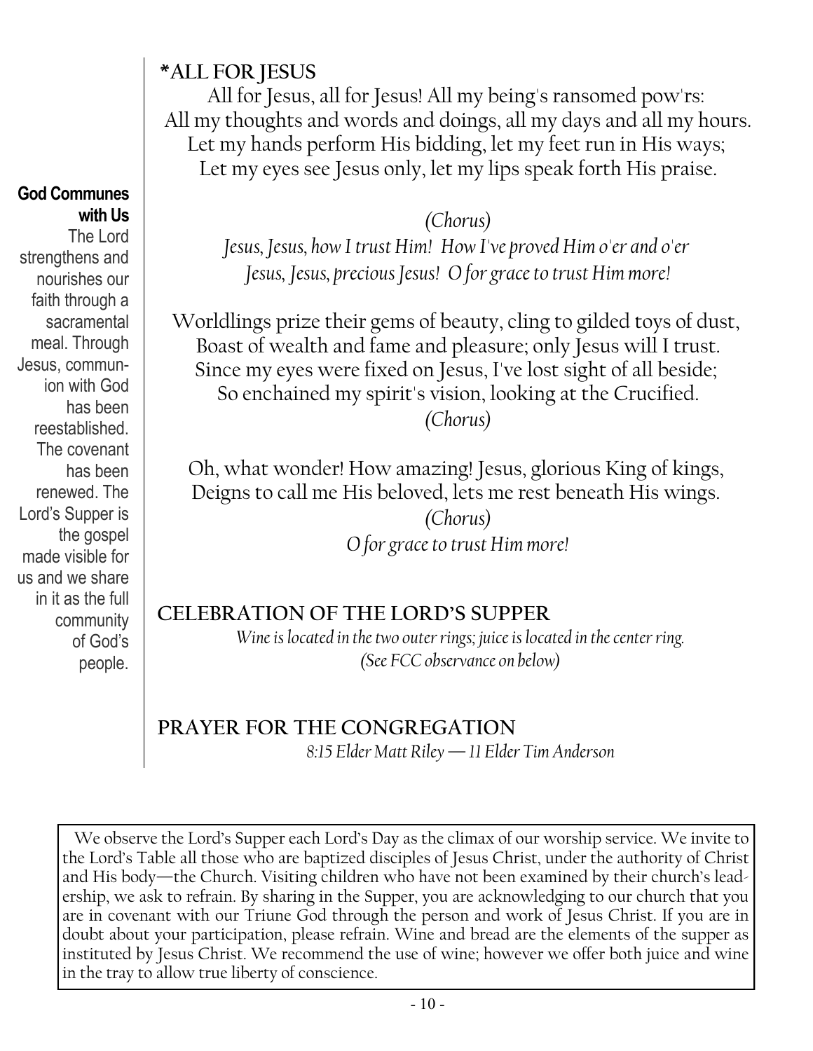**God Communes with Us**
The Lord strengthens and nourishes our faith through a sacramental meal. Through Jesus, communion with God has been reestablished. The covenant has been renewed. The Lord's Supper is the gospel made visible for us and we share in it as the full community of God's people.

## *ALL FOR JESUS

All for Jesus, all for Jesus! All my being's ransomed pow'rs:
All my thoughts and words and doings, all my days and all my hours.
Let my hands perform His bidding, let my feet run in His ways;
Let my eyes see Jesus only, let my lips speak forth His praise.

*(Chorus)*
*Jesus, Jesus, how I trust Him! How I've proved Him o'er and o'er*
*Jesus, Jesus, precious Jesus! O for grace to trust Him more!*

Worldlings prize their gems of beauty, cling to gilded toys of dust,
Boast of wealth and fame and pleasure; only Jesus will I trust.
Since my eyes were fixed on Jesus, I've lost sight of all beside;
So enchained my spirit's vision, looking at the Crucified.
*(Chorus)*

Oh, what wonder! How amazing! Jesus, glorious King of kings,
Deigns to call me His beloved, lets me rest beneath His wings.
*(Chorus)*
*O for grace to trust Him more!*

## CELEBRATION OF THE LORD'S SUPPER

*Wine is located in the two outer rings; juice is located in the center ring.*
*(See FCC observance on below)*

## PRAYER FOR THE CONGREGATION

*8:15 Elder Matt Riley — 11 Elder Tim Anderson*

We observe the Lord's Supper each Lord's Day as the climax of our worship service. We invite to the Lord's Table all those who are baptized disciples of Jesus Christ, under the authority of Christ and His body—the Church. Visiting children who have not been examined by their church's leadership, we ask to refrain. By sharing in the Supper, you are acknowledging to our church that you are in covenant with our Triune God through the person and work of Jesus Christ. If you are in doubt about your participation, please refrain. Wine and bread are the elements of the supper as instituted by Jesus Christ. We recommend the use of wine; however we offer both juice and wine in the tray to allow true liberty of conscience.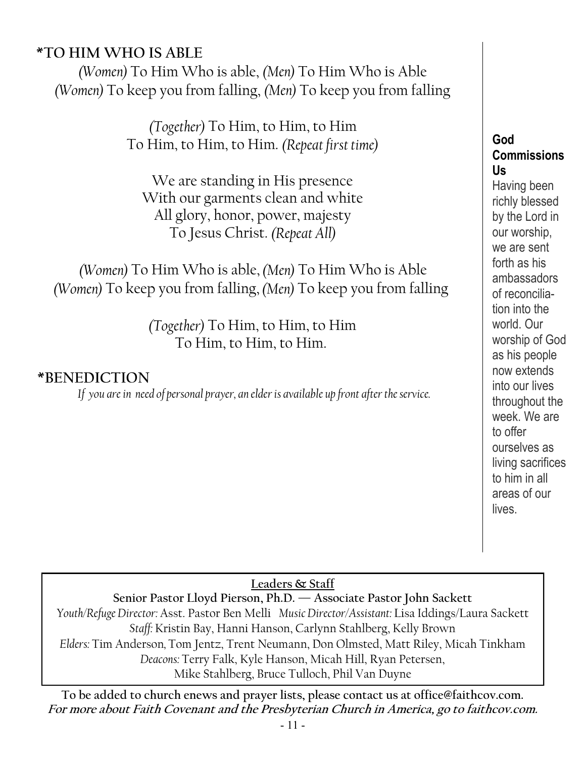## *TO HIM WHO IS ABLE

*(Women)* To Him Who is able, *(Men)* To Him Who is Able
*(Women)* To keep you from falling, *(Men)* To keep you from falling

*(Together)* To Him, to Him, to Him
To Him, to Him, to Him. *(Repeat first time)*

We are standing in His presence
With our garments clean and white
All glory, honor, power, majesty
To Jesus Christ. *(Repeat All)*

*(Women)* To Him Who is able, *(Men)* To Him Who is Able
*(Women)* To keep you from falling, *(Men)* To keep you from falling

*(Together)* To Him, to Him, to Him
To Him, to Him, to Him.

## *BENEDICTION

*If you are in need of personal prayer, an elder is available up front after the service.*

**God Commissions Us**

Having been richly blessed by the Lord in our worship, we are sent forth as his ambassadors of reconciliation into the world. Our worship of God as his people now extends into our lives throughout the week. We are to offer ourselves as living sacrifices to him in all areas of our lives.

**Leaders & Staff**

**Senior Pastor Lloyd Pierson, Ph.D. — Associate Pastor John Sackett**

*Youth/Refuge Director:* Asst. Pastor Ben Melli *Music Director/Assistant:* Lisa Iddings/Laura Sackett

*Staff:* Kristin Bay, Hanni Hanson, Carlynn Stahlberg, Kelly Brown

*Elders:* Tim Anderson, Tom Jentz, Trent Neumann, Don Olmsted, Matt Riley, Micah Tinkham

*Deacons:* Terry Falk, Kyle Hanson, Micah Hill, Ryan Petersen, Mike Stahlberg, Bruce Tulloch, Phil Van Duyne

**To be added to church enews and prayer lists, please contact us at office@faithcov.com.**
***For more about Faith Covenant and the Presbyterian Church in America, go to faithcov.com.***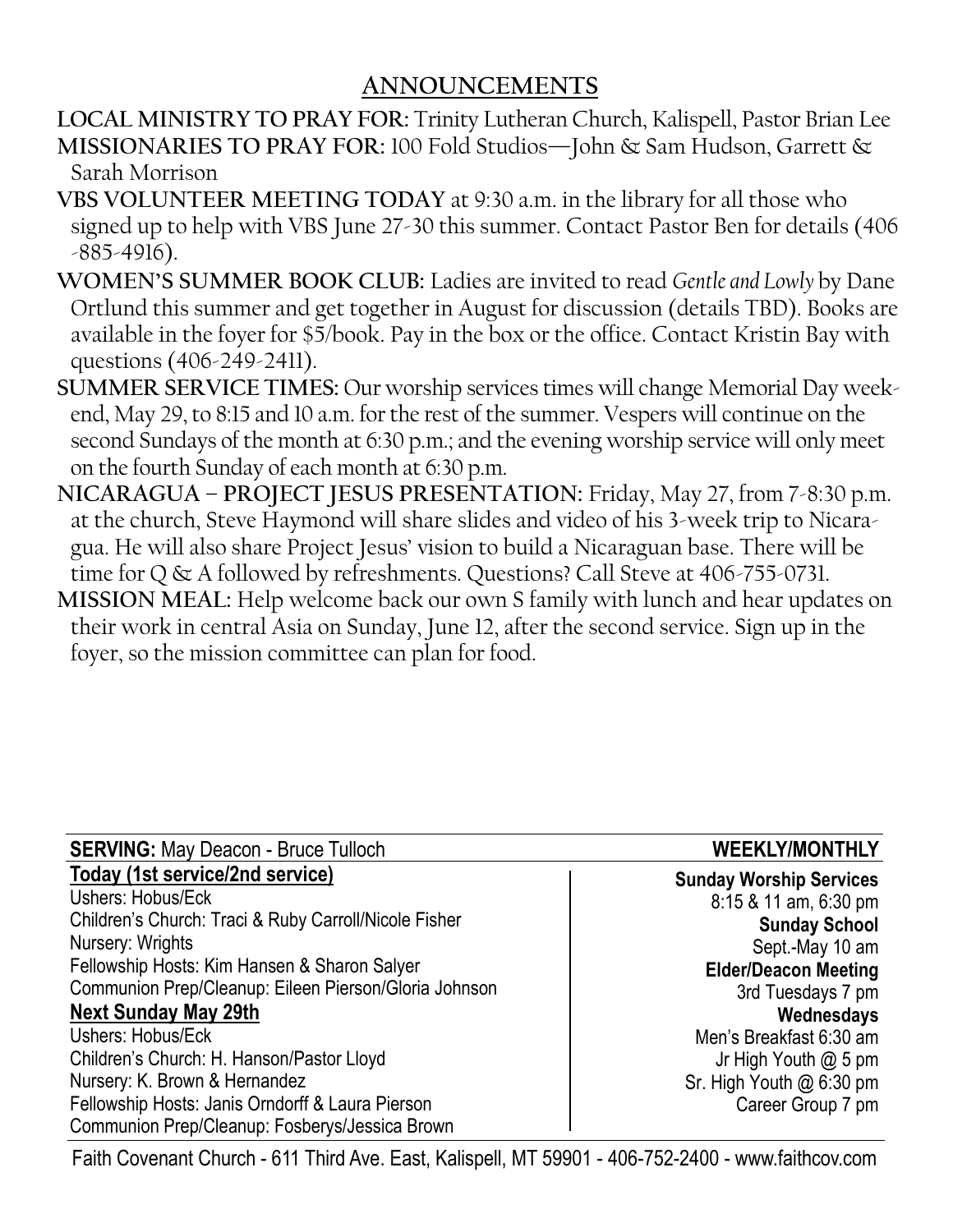## ANNOUNCEMENTS

**LOCAL MINISTRY TO PRAY FOR:** Trinity Lutheran Church, Kalispell, Pastor Brian Lee

**MISSIONARIES TO PRAY FOR:** 100 Fold Studios—John & Sam Hudson, Garrett & Sarah Morrison

**VBS VOLUNTEER MEETING TODAY** at 9:30 a.m. in the library for all those who signed up to help with VBS June 27-30 this summer. Contact Pastor Ben for details (406-885-4916).

**WOMEN'S SUMMER BOOK CLUB:** Ladies are invited to read *Gentle and Lowly* by Dane Ortlund this summer and get together in August for discussion (details TBD). Books are available in the foyer for $5/book. Pay in the box or the office. Contact Kristin Bay with questions (406-249-2411).

**SUMMER SERVICE TIMES:** Our worship services times will change Memorial Day weekend, May 29, to 8:15 and 10 a.m. for the rest of the summer. Vespers will continue on the second Sundays of the month at 6:30 p.m.; and the evening worship service will only meet on the fourth Sunday of each month at 6:30 p.m.

**NICARAGUA – PROJECT JESUS PRESENTATION:** Friday, May 27, from 7-8:30 p.m. at the church, Steve Haymond will share slides and video of his 3-week trip to Nicaragua. He will also share Project Jesus' vision to build a Nicaraguan base. There will be time for Q & A followed by refreshments. Questions? Call Steve at 406-755-0731.

**MISSION MEAL:** Help welcome back our own S family with lunch and hear updates on their work in central Asia on Sunday, June 12, after the second service. Sign up in the foyer, so the mission committee can plan for food.

**SERVING:** May Deacon - Bruce Tulloch

**Today (1st service/2nd service)**

Ushers: Hobus/Eck
Children's Church: Traci & Ruby Carroll/Nicole Fisher
Nursery: Wrights
Fellowship Hosts: Kim Hansen & Sharon Salyer
Communion Prep/Cleanup: Eileen Pierson/Gloria Johnson

**Next Sunday May 29th**

Ushers: Hobus/Eck
Children's Church: H. Hanson/Pastor Lloyd
Nursery: K. Brown & Hernandez
Fellowship Hosts: Janis Orndorff & Laura Pierson
Communion Prep/Cleanup: Fosberys/Jessica Brown

**WEEKLY/MONTHLY**

**Sunday Worship Services**
8:15 & 11 am, 6:30 pm

**Sunday School**
Sept.-May 10 am

**Elder/Deacon Meeting**
3rd Tuesdays 7 pm

**Wednesdays**
Men's Breakfast 6:30 am
Jr High Youth @ 5 pm
Sr. High Youth @ 6:30 pm
Career Group 7 pm

Faith Covenant Church - 611 Third Ave. East, Kalispell, MT 59901 - 406-752-2400 - www.faithcov.com